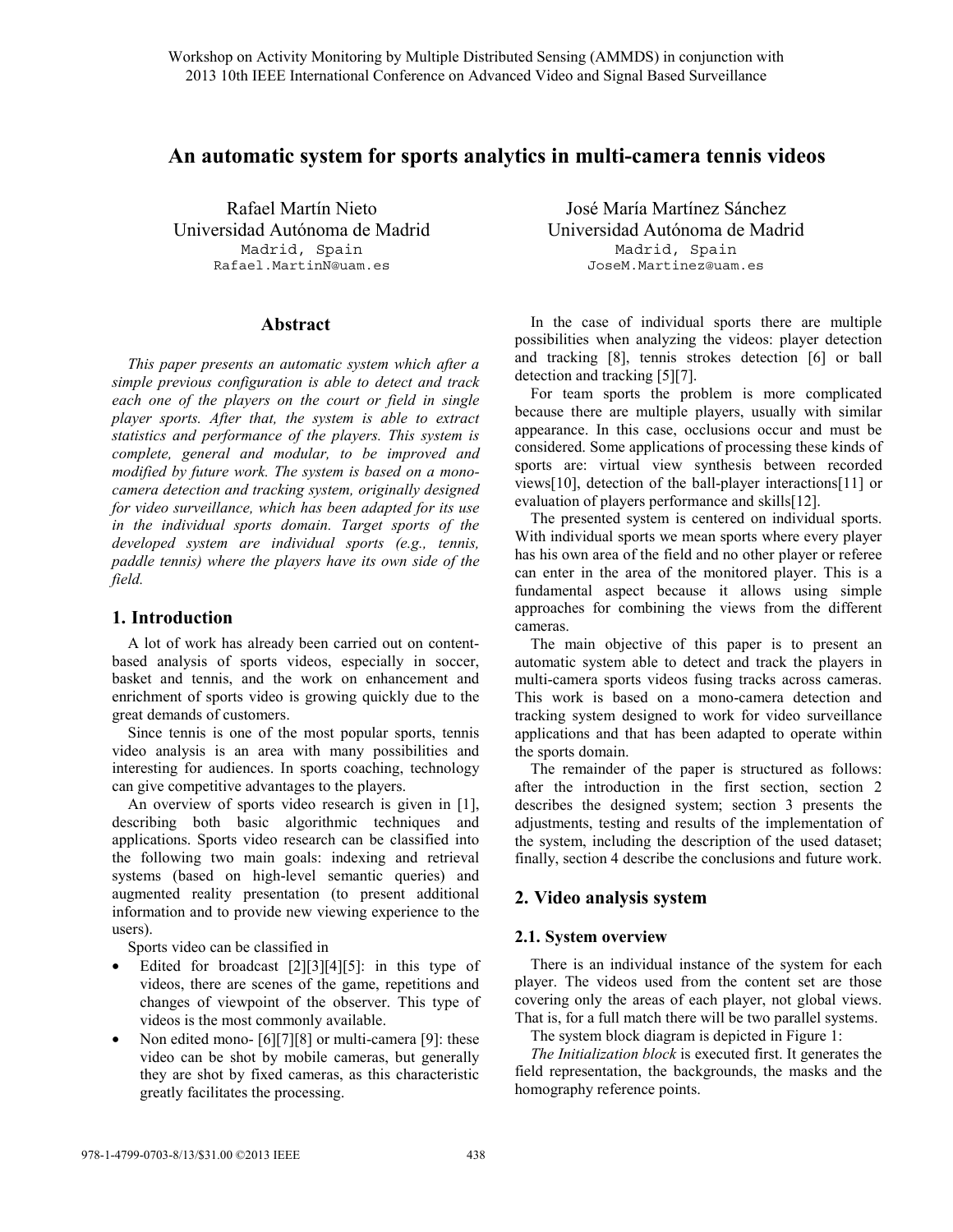# An automatic system for sports analytics in multi-camera tennis videos

Rafael Martín Nieto
Universidad Autónoma de Madrid
Madrid, Spain
Rafael.MartinN@uam.es

José María Martínez Sánchez
Universidad Autónoma de Madrid
Madrid, Spain
JoseM.Martinez@uam.es

## Abstract

*This paper presents an automatic system which after a simple previous configuration is able to detect and track each one of the players on the court or field in single player sports. After that, the system is able to extract statistics and performance of the players. This system is complete, general and modular, to be improved and modified by future work. The system is based on a mono-camera detection and tracking system, originally designed for video surveillance, which has been adapted for its use in the individual sports domain. Target sports of the developed system are individual sports (e.g., tennis, paddle tennis) where the players have its own side of the field.*

## 1. Introduction

A lot of work has already been carried out on content-based analysis of sports videos, especially in soccer, basket and tennis, and the work on enhancement and enrichment of sports video is growing quickly due to the great demands of customers.

Since tennis is one of the most popular sports, tennis video analysis is an area with many possibilities and interesting for audiences. In sports coaching, technology can give competitive advantages to the players.

An overview of sports video research is given in [1], describing both basic algorithmic techniques and applications. Sports video research can be classified into the following two main goals: indexing and retrieval systems (based on high-level semantic queries) and augmented reality presentation (to present additional information and to provide new viewing experience to the users).

Sports video can be classified in

- Edited for broadcast [2][3][4][5]: in this type of videos, there are scenes of the game, repetitions and changes of viewpoint of the observer. This type of videos is the most commonly available.
- Non edited mono- [6][7][8] or multi-camera [9]: these video can be shot by mobile cameras, but generally they are shot by fixed cameras, as this characteristic greatly facilitates the processing.

In the case of individual sports there are multiple possibilities when analyzing the videos: player detection and tracking [8], tennis strokes detection [6] or ball detection and tracking [5][7].

For team sports the problem is more complicated because there are multiple players, usually with similar appearance. In this case, occlusions occur and must be considered. Some applications of processing these kinds of sports are: virtual view synthesis between recorded views[10], detection of the ball-player interactions[11] or evaluation of players performance and skills[12].

The presented system is centered on individual sports. With individual sports we mean sports where every player has his own area of the field and no other player or referee can enter in the area of the monitored player. This is a fundamental aspect because it allows using simple approaches for combining the views from the different cameras.

The main objective of this paper is to present an automatic system able to detect and track the players in multi-camera sports videos fusing tracks across cameras. This work is based on a mono-camera detection and tracking system designed to work for video surveillance applications and that has been adapted to operate within the sports domain.

The remainder of the paper is structured as follows: after the introduction in the first section, section 2 describes the designed system; section 3 presents the adjustments, testing and results of the implementation of the system, including the description of the used dataset; finally, section 4 describe the conclusions and future work.

## 2. Video analysis system

### 2.1. System overview

There is an individual instance of the system for each player. The videos used from the content set are those covering only the areas of each player, not global views. That is, for a full match there will be two parallel systems.

The system block diagram is depicted in Figure 1:

*The Initialization block* is executed first. It generates the field representation, the backgrounds, the masks and the homography reference points.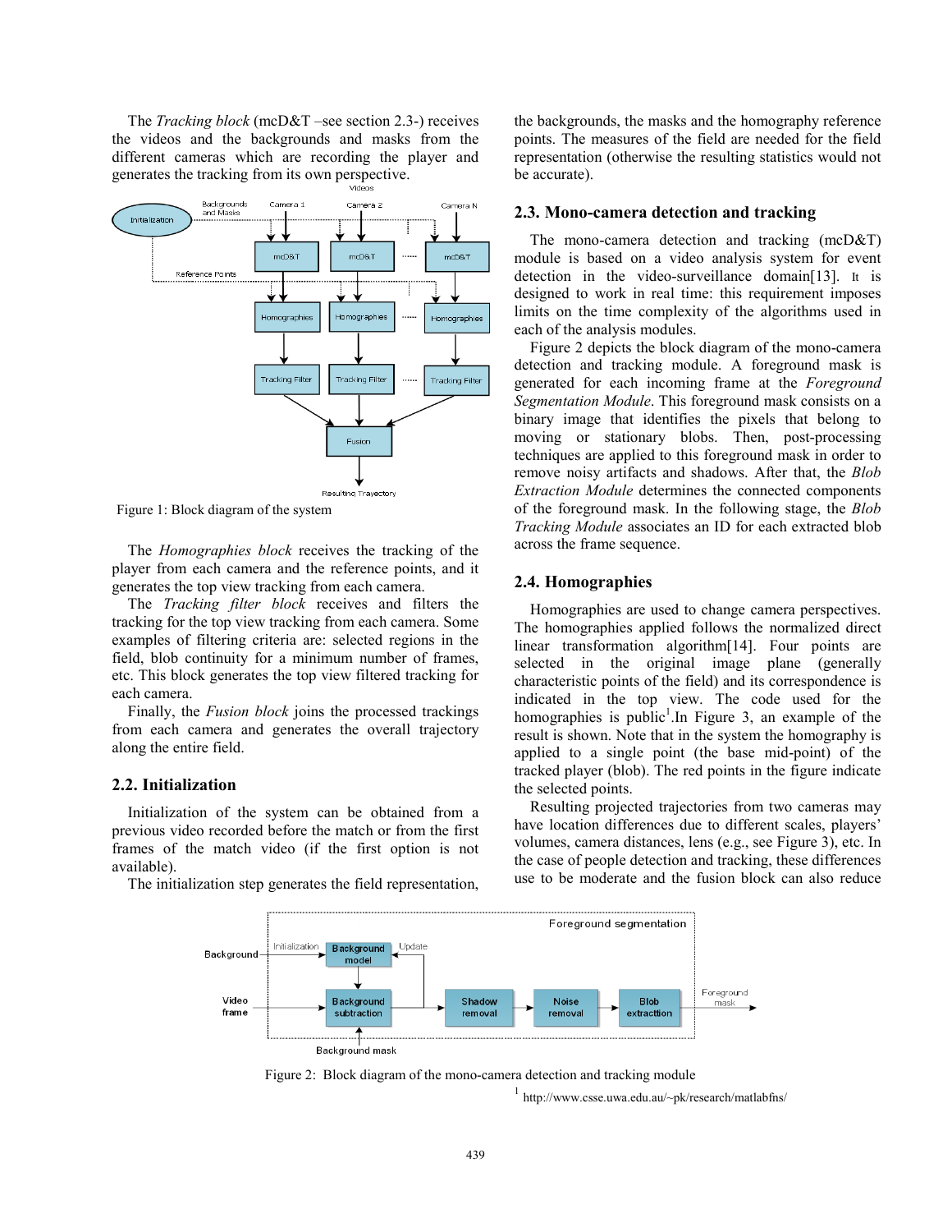The *Tracking block* (mcD&T –see section 2.3-) receives the videos and the backgrounds and masks from the different cameras which are recording the player and generates the tracking from its own perspective.

Figure 1: Block diagram of the system

The *Homographies block* receives the tracking of the player from each camera and the reference points, and it generates the top view tracking from each camera.

The *Tracking filter block* receives and filters the tracking for the top view tracking from each camera. Some examples of filtering criteria are: selected regions in the field, blob continuity for a minimum number of frames, etc. This block generates the top view filtered tracking for each camera.

Finally, the *Fusion block* joins the processed trackings from each camera and generates the overall trajectory along the entire field.

## 2.2. Initialization

Initialization of the system can be obtained from a previous video recorded before the match or from the first frames of the match video (if the first option is not available).

The initialization step generates the field representation, the backgrounds, the masks and the homography reference points. The measures of the field are needed for the field representation (otherwise the resulting statistics would not be accurate).

## 2.3. Mono-camera detection and tracking

The mono-camera detection and tracking (mcD&T) module is based on a video analysis system for event detection in the video-surveillance domain[13]. It is designed to work in real time: this requirement imposes limits on the time complexity of the algorithms used in each of the analysis modules.

Figure 2 depicts the block diagram of the mono-camera detection and tracking module. A foreground mask is generated for each incoming frame at the *Foreground Segmentation Module*. This foreground mask consists on a binary image that identifies the pixels that belong to moving or stationary blobs. Then, post-processing techniques are applied to this foreground mask in order to remove noisy artifacts and shadows. After that, the *Blob Extraction Module* determines the connected components of the foreground mask. In the following stage, the *Blob Tracking Module* associates an ID for each extracted blob across the frame sequence.

## 2.4. Homographies

Homographies are used to change camera perspectives. The homographies applied follows the normalized direct linear transformation algorithm[14]. Four points are selected in the original image plane (generally characteristic points of the field) and its correspondence is indicated in the top view. The code used for the homographies is public[1].In Figure 3, an example of the result is shown. Note that in the system the homography is applied to a single point (the base mid-point) of the tracked player (blob). The red points in the figure indicate the selected points.

Resulting projected trajectories from two cameras may have location differences due to different scales, players' volumes, camera distances, lens (e.g., see Figure 3), etc. In the case of people detection and tracking, these differences use to be moderate and the fusion block can also reduce

Figure 2: Block diagram of the mono-camera detection and tracking module

[1] http://www.csse.uwa.edu.au/~pk/research/matlabfns/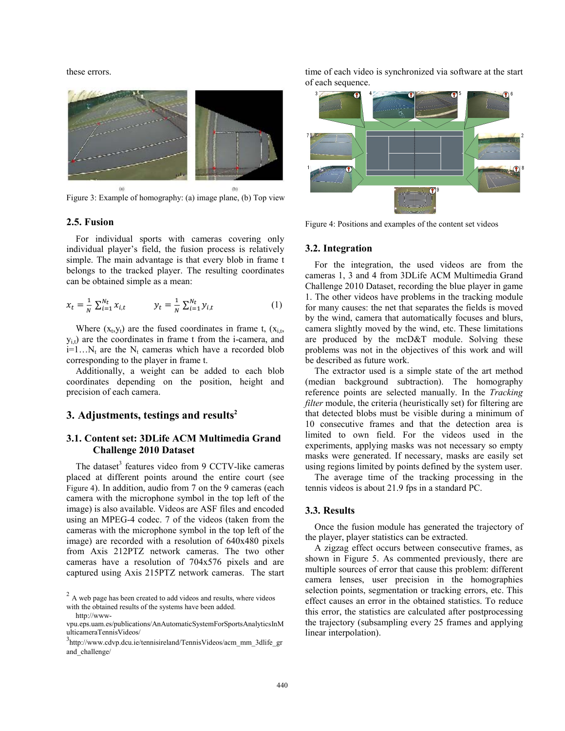these errors.

Figure 3: Example of homography: (a) image plane, (b) Top view

### 2.5. Fusion

For individual sports with cameras covering only individual player's field, the fusion process is relatively simple. The main advantage is that every blob in frame t belongs to the tracked player. The resulting coordinates can be obtained simple as a mean:

$$x_t = \frac{1}{N}\sum_{i=1}^{N_t} x_{i,t} \qquad y_t = \frac{1}{N}\sum_{i=1}^{N_t} y_{i,t} \qquad (1)$$

Where $(x_t, y_t)$ are the fused coordinates in frame t, $(x_{i,t}, y_{i,t})$ are the coordinates in frame t from the i-camera, and $i=1\ldots N_t$ are the $N_t$ cameras which have a recorded blob corresponding to the player in frame t.

Additionally, a weight can be added to each blob coordinates depending on the position, height and precision of each camera.

## 3. Adjustments, testings and results[2]

### 3.1. Content set: 3DLife ACM Multimedia Grand Challenge 2010 Dataset

The dataset[3] features video from 9 CCTV-like cameras placed at different points around the entire court (see Figure 4). In addition, audio from 7 on the 9 cameras (each camera with the microphone symbol in the top left of the image) is also available. Videos are ASF files and encoded using an MPEG-4 codec. 7 of the videos (taken from the cameras with the microphone symbol in the top left of the image) are recorded with a resolution of 640x480 pixels from Axis 212PTZ network cameras. The two other cameras have a resolution of 704x576 pixels and are captured using Axis 215PTZ network cameras. The start time of each video is synchronized via software at the start of each sequence.

Figure 4: Positions and examples of the content set videos

### 3.2. Integration

For the integration, the used videos are from the cameras 1, 3 and 4 from 3DLife ACM Multimedia Grand Challenge 2010 Dataset, recording the blue player in game 1. The other videos have problems in the tracking module for many causes: the net that separates the fields is moved by the wind, camera that automatically focuses and blurs, camera slightly moved by the wind, etc. These limitations are produced by the mcD&T module. Solving these problems was not in the objectives of this work and will be described as future work.

The extractor used is a simple state of the art method (median background subtraction). The homography reference points are selected manually. In the *Tracking filter* module, the criteria (heuristically set) for filtering are that detected blobs must be visible during a minimum of 10 consecutive frames and that the detection area is limited to own field. For the videos used in the experiments, applying masks was not necessary so empty masks were generated. If necessary, masks are easily set using regions limited by points defined by the system user.

The average time of the tracking processing in the tennis videos is about 21.9 fps in a standard PC.

### 3.3. Results

Once the fusion module has generated the trajectory of the player, player statistics can be extracted.

A zigzag effect occurs between consecutive frames, as shown in Figure 5. As commented previously, there are multiple sources of error that cause this problem: different camera lenses, user precision in the homographies selection points, segmentation or tracking errors, etc. This effect causes an error in the obtained statistics. To reduce this error, the statistics are calculated after postprocessing the trajectory (subsampling every 25 frames and applying linear interpolation).

[2] A web page has been created to add videos and results, where videos with the obtained results of the systems have been added. http://www-vpu.eps.uam.es/publications/AnAutomaticSystemForSportsAnalyticsInMulticameraTennisVideos/

[3] http://www.cdvp.dcu.ie/tennisireland/TennisVideos/acm_mm_3dlife_grand_challenge/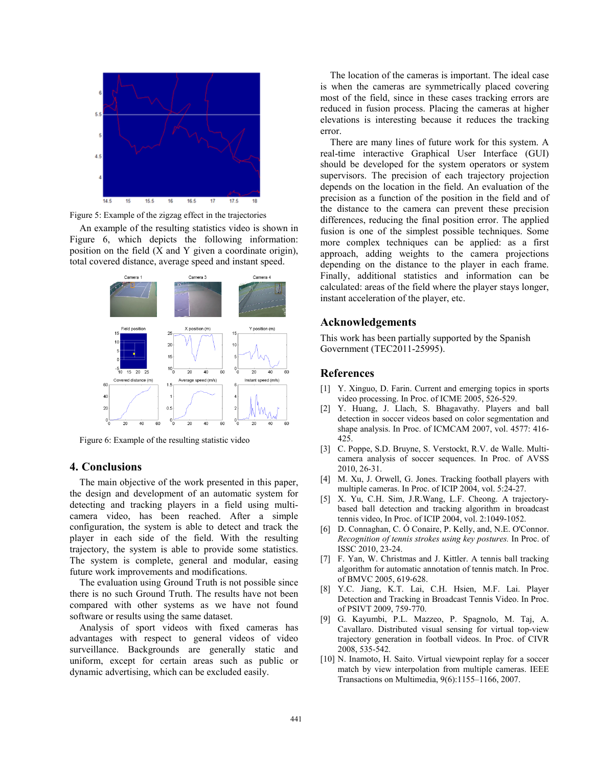Figure 5: Example of the zigzag effect in the trajectories

An example of the resulting statistics video is shown in Figure 6, which depicts the following information: position on the field (X and Y given a coordinate origin), total covered distance, average speed and instant speed.

Figure 6: Example of the resulting statistic video

## 4. Conclusions

The main objective of the work presented in this paper, the design and development of an automatic system for detecting and tracking players in a field using multi-camera video, has been reached. After a simple configuration, the system is able to detect and track the player in each side of the field. With the resulting trajectory, the system is able to provide some statistics. The system is complete, general and modular, easing future work improvements and modifications.

The evaluation using Ground Truth is not possible since there is no such Ground Truth. The results have not been compared with other systems as we have not found software or results using the same dataset.

Analysis of sport videos with fixed cameras has advantages with respect to general videos of video surveillance. Backgrounds are generally static and uniform, except for certain areas such as public or dynamic advertising, which can be excluded easily.

The location of the cameras is important. The ideal case is when the cameras are symmetrically placed covering most of the field, since in these cases tracking errors are reduced in fusion process. Placing the cameras at higher elevations is interesting because it reduces the tracking error.

There are many lines of future work for this system. A real-time interactive Graphical User Interface (GUI) should be developed for the system operators or system supervisors. The precision of each trajectory projection depends on the location in the field. An evaluation of the precision as a function of the position in the field and of the distance to the camera can prevent these precision differences, reducing the final position error. The applied fusion is one of the simplest possible techniques. Some more complex techniques can be applied: as a first approach, adding weights to the camera projections depending on the distance to the player in each frame. Finally, additional statistics and information can be calculated: areas of the field where the player stays longer, instant acceleration of the player, etc.

## Acknowledgements

This work has been partially supported by the Spanish Government (TEC2011-25995).

## References

[1] Y. Xinguo, D. Farin. Current and emerging topics in sports video processing. In Proc. of ICME 2005, 526-529.

[2] Y. Huang, J. Llach, S. Bhagavathy. Players and ball detection in soccer videos based on color segmentation and shape analysis. In Proc. of ICMCAM 2007, vol. 4577: 416-425.

[3] C. Poppe, S.D. Bruyne, S. Verstockt, R.V. de Walle. Multi-camera analysis of soccer sequences. In Proc. of AVSS 2010, 26-31.

[4] M. Xu, J. Orwell, G. Jones. Tracking football players with multiple cameras. In Proc. of ICIP 2004, vol. 5:24-27.

[5] X. Yu, C.H. Sim, J.R.Wang, L.F. Cheong. A trajectory-based ball detection and tracking algorithm in broadcast tennis video, In Proc. of ICIP 2004, vol. 2:1049-1052.

[6] D. Connaghan, C. Ó Conaire, P. Kelly, and, N.E. O'Connor. *Recognition of tennis strokes using key postures.* In Proc. of ISSC 2010, 23-24.

[7] F. Yan, W. Christmas and J. Kittler. A tennis ball tracking algorithm for automatic annotation of tennis match. In Proc. of BMVC 2005, 619-628.

[8] Y.C. Jiang, K.T. Lai, C.H. Hsien, M.F. Lai. Player Detection and Tracking in Broadcast Tennis Video. In Proc. of PSIVT 2009, 759-770.

[9] G. Kayumbi, P.L. Mazzeo, P. Spagnolo, M. Taj, A. Cavallaro. Distributed visual sensing for virtual top-view trajectory generation in football videos. In Proc. of CIVR 2008, 535-542.

[10] N. Inamoto, H. Saito. Virtual viewpoint replay for a soccer match by view interpolation from multiple cameras. IEEE Transactions on Multimedia, 9(6):1155–1166, 2007.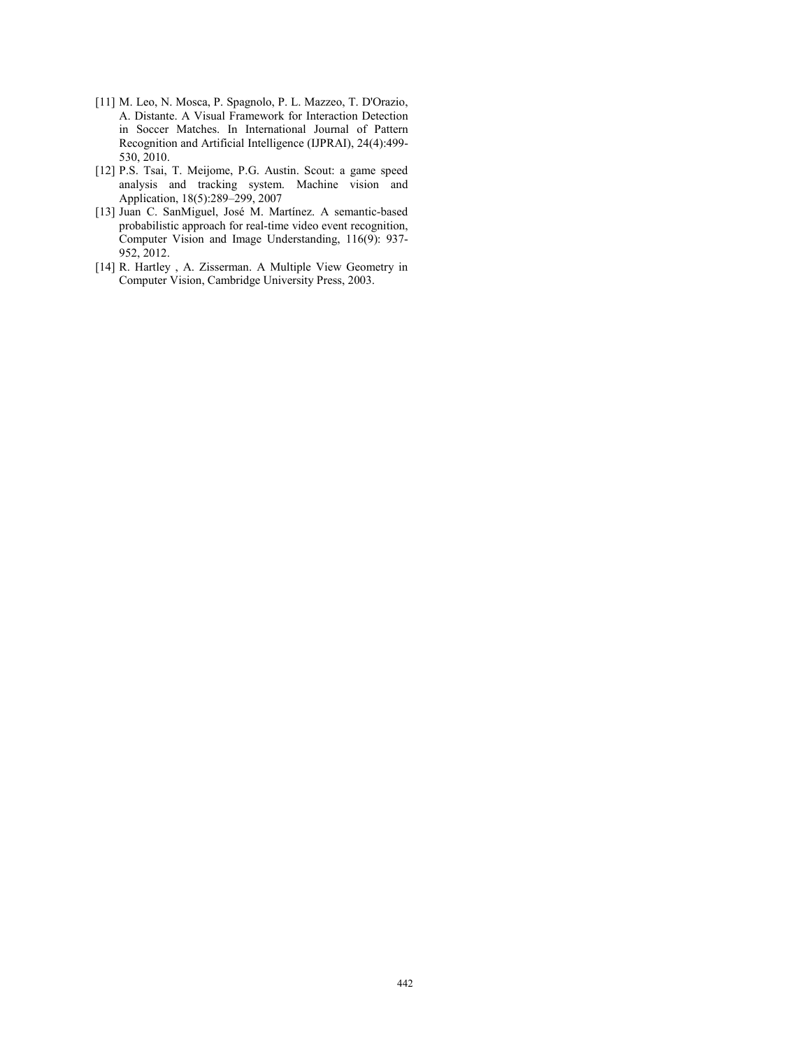[11] M. Leo, N. Mosca, P. Spagnolo, P. L. Mazzeo, T. D'Orazio, A. Distante. A Visual Framework for Interaction Detection in Soccer Matches. In International Journal of Pattern Recognition and Artificial Intelligence (IJPRAI), 24(4):499-530, 2010.

[12] P.S. Tsai, T. Meijome, P.G. Austin. Scout: a game speed analysis and tracking system. Machine vision and Application, 18(5):289–299, 2007

[13] Juan C. SanMiguel, José M. Martínez. A semantic-based probabilistic approach for real-time video event recognition, Computer Vision and Image Understanding, 116(9): 937-952, 2012.

[14] R. Hartley , A. Zisserman. A Multiple View Geometry in Computer Vision, Cambridge University Press, 2003.